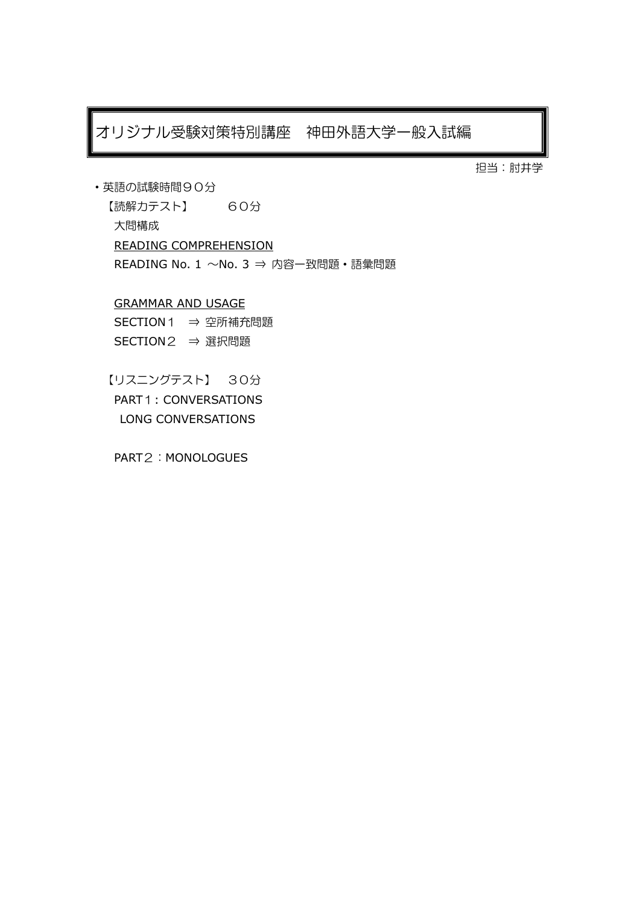# オリジナル受験対策特別講座　神田外語大学一般入試編

担当：肘井学

・英語の試験時間９０分

【読解力テスト】　　６０分

大問構成

<u>READING COMPREHENSION</u>

READING No. 1 ～No. 3 ⇒ 内容一致問題・語彙問題

<u>GRAMMAR AND USAGE</u>

SECTION１　⇒ 空所補充問題

SECTION２　⇒ 選択問題

【リスニングテスト】　３０分

PART１：CONVERSATIONS

LONG CONVERSATIONS

PART２：MONOLOGUES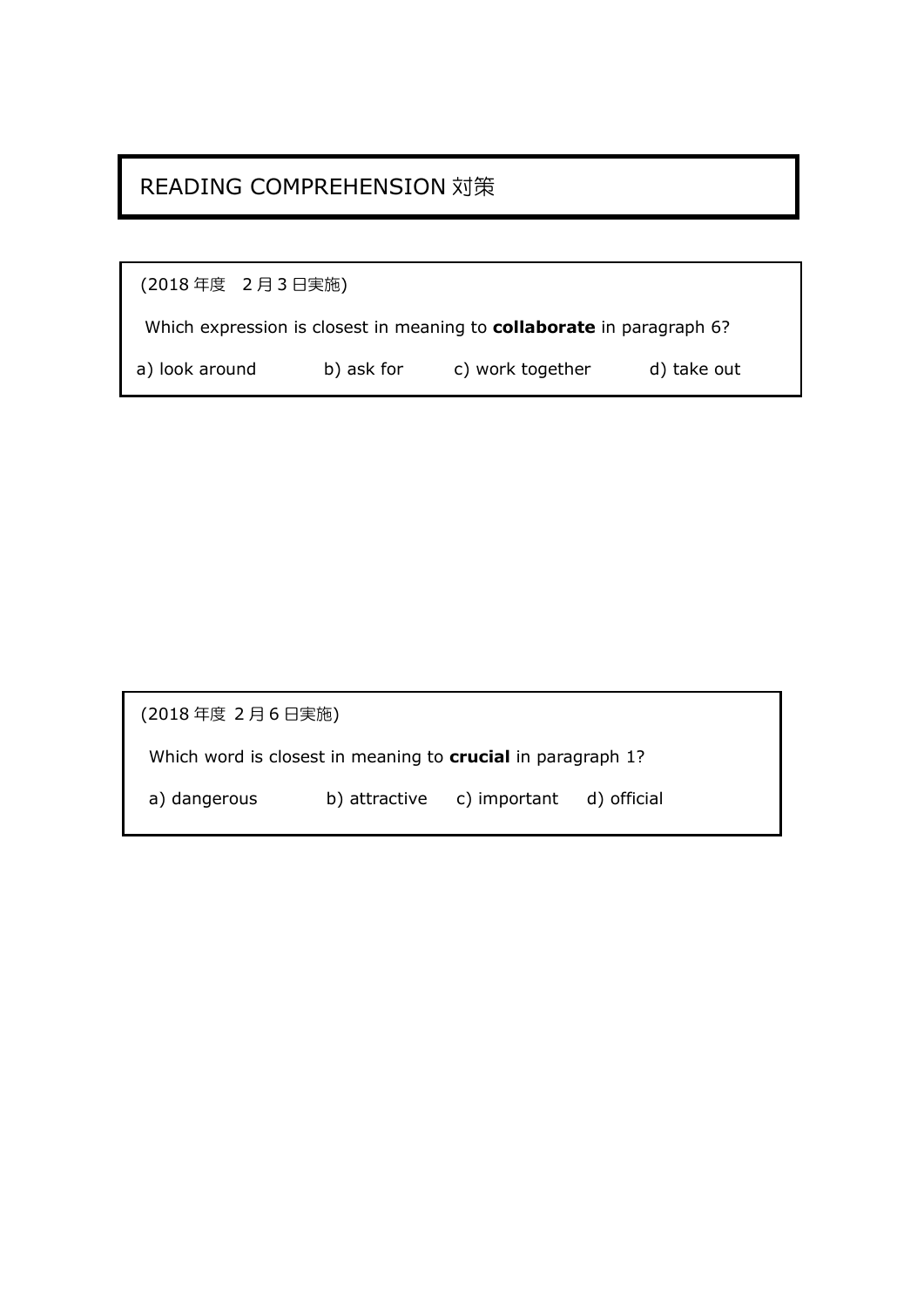# READING COMPREHENSION 対策

(2018 年度　2 月 3 日実施)

Which expression is closest in meaning to **collaborate** in paragraph 6?

a) look around　　b) ask for　　c) work together　　d) take out

(2018 年度 2 月 6 日実施)

Which word is closest in meaning to **crucial** in paragraph 1?

a) dangerous　　b) attractive　　c) important　　d) official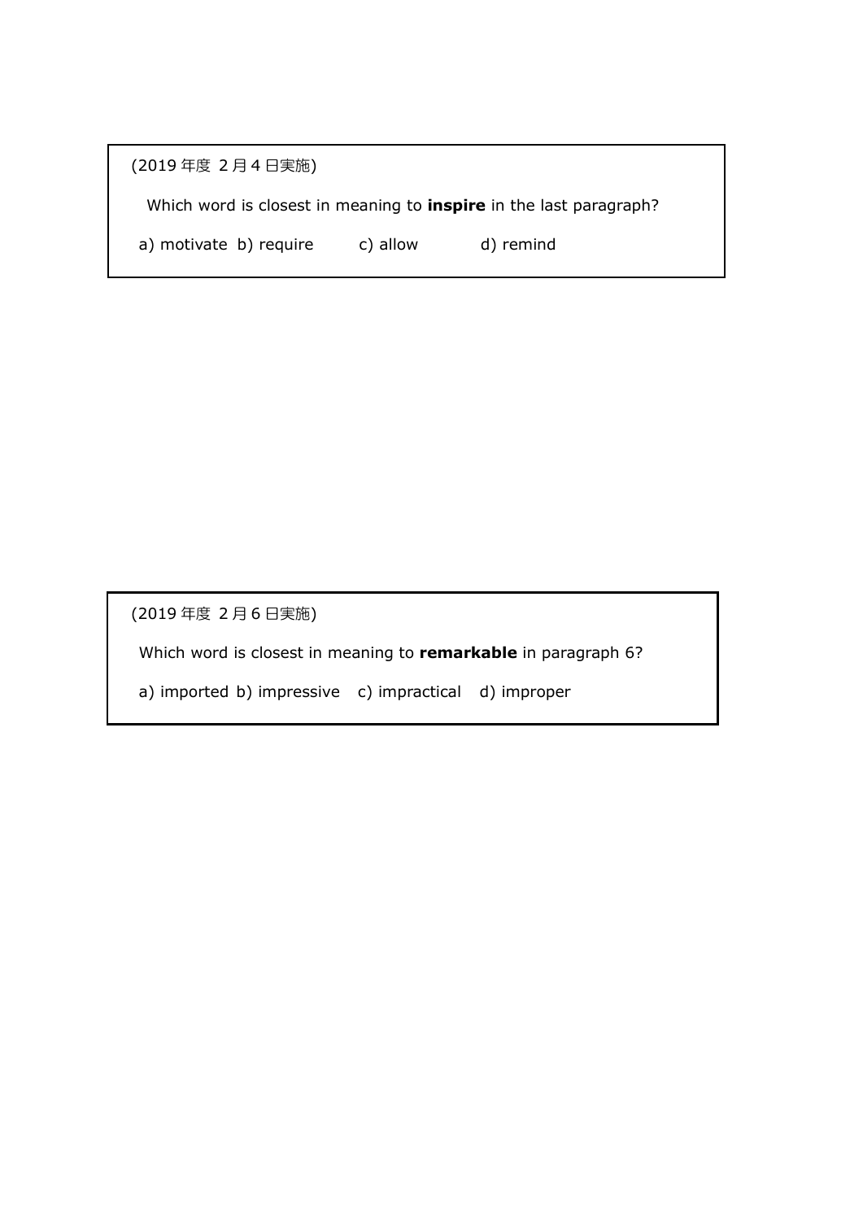(2019 年度 2 月 4 日実施)

Which word is closest in meaning to **inspire** in the last paragraph?

a) motivate b) require c) allow d) remind

(2019 年度 2 月 6 日実施)

Which word is closest in meaning to **remarkable** in paragraph 6?

a) imported b) impressive c) impractical d) improper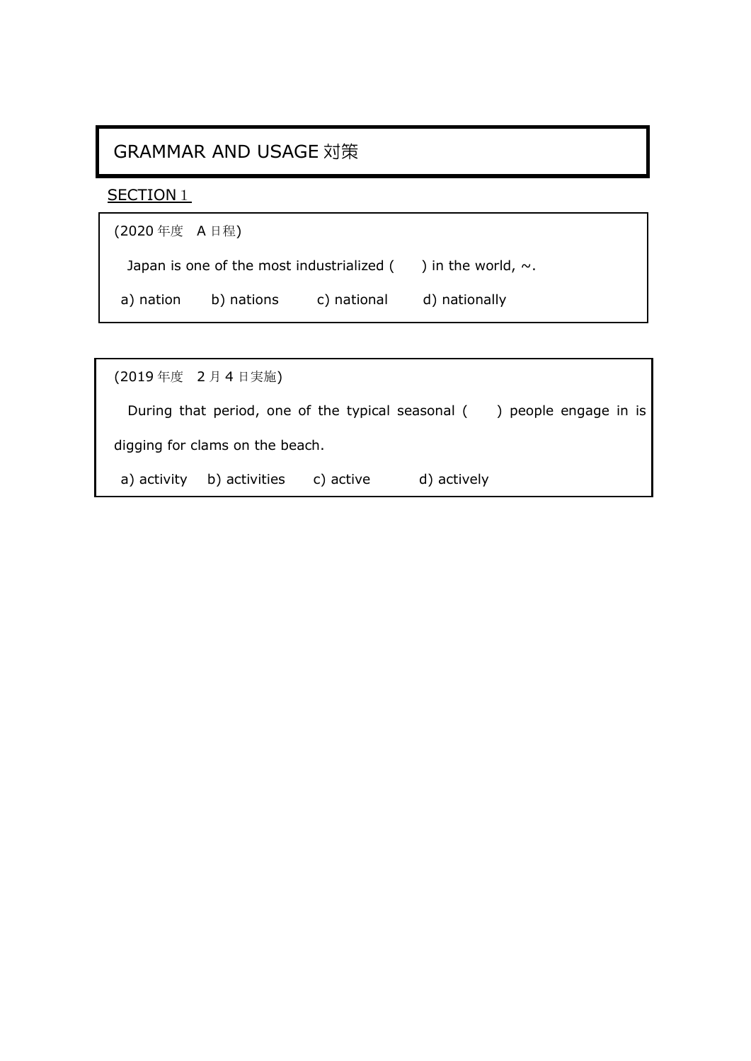# GRAMMAR AND USAGE 対策

SECTION 1

(2020 年度　A 日程)

Japan is one of the most industrialized (　　) in the world, ~.

a) nation　　b) nations　　c) national　　d) nationally

(2019 年度　2 月 4 日実施)

During that period, one of the typical seasonal (　　) people engage in is digging for clams on the beach.

a) activity　　b) activities　　c) active　　d) actively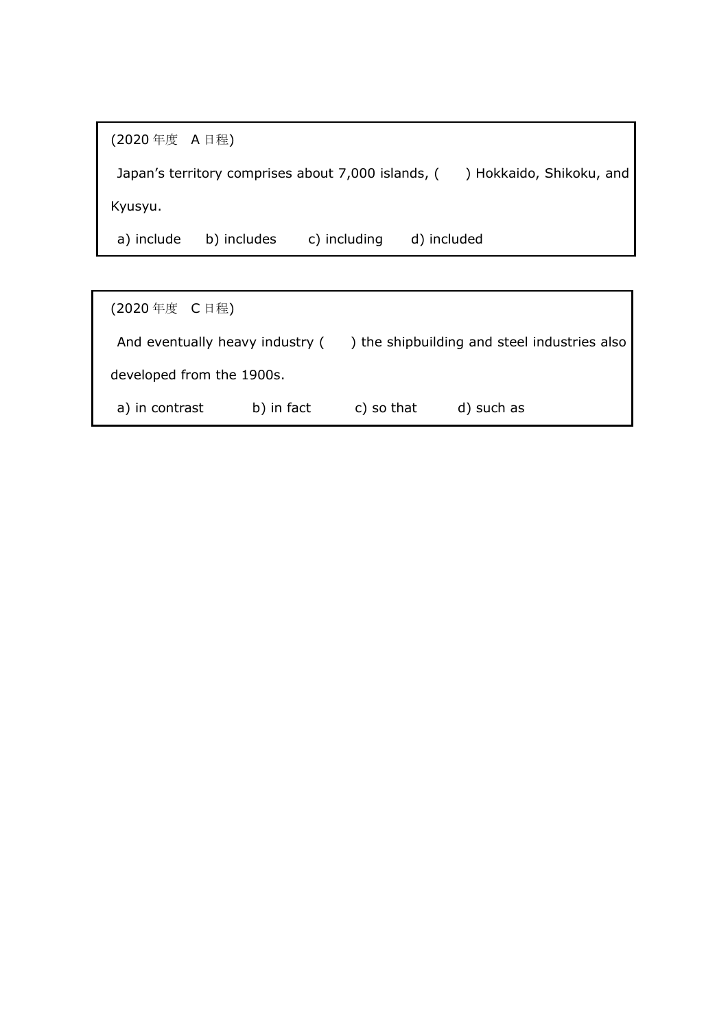(2020 年度　A 日程)

Japan’s territory comprises about 7,000 islands, (　　) Hokkaido, Shikoku, and Kyusyu.

a) include　b) includes　c) including　d) included

(2020 年度　C 日程)

And eventually heavy industry (　　) the shipbuilding and steel industries also developed from the 1900s.

a) in contrast　b) in fact　c) so that　d) such as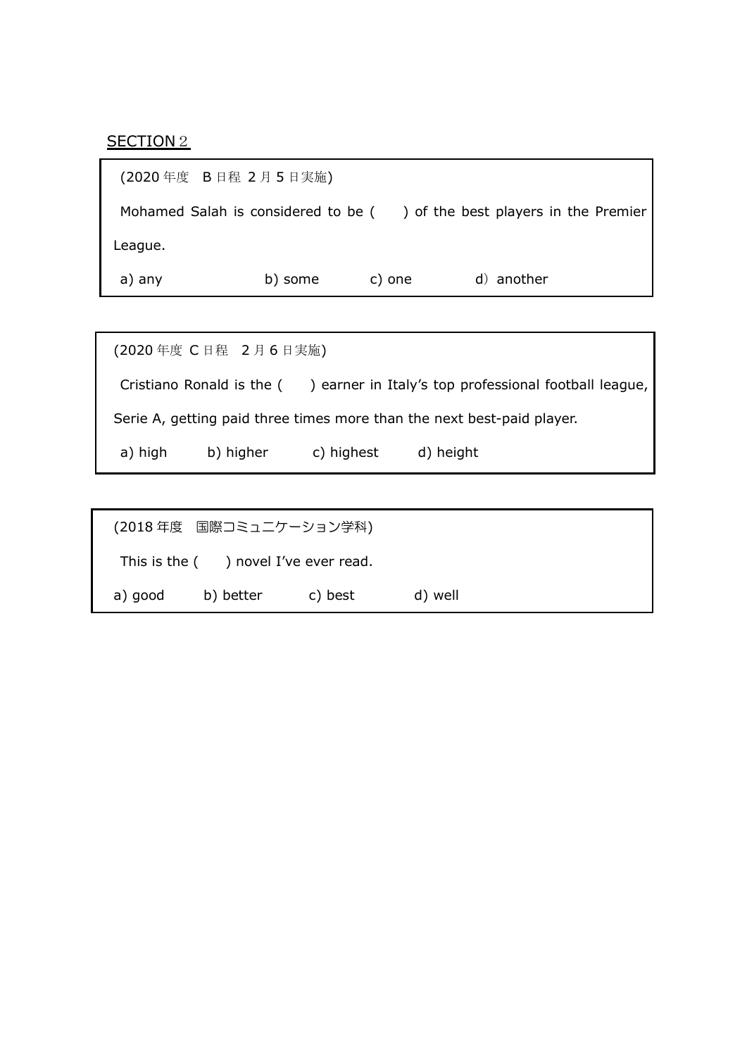SECTION２

(2020 年度　B 日程　2 月 5 日実施)

Mohamed Salah is considered to be (　　) of the best players in the Premier League.

a) any　　b) some　　c) one　　d）another

(2020 年度 C 日程　2 月 6 日実施)

Cristiano Ronald is the (　　) earner in Italy’s top professional football league, Serie A, getting paid three times more than the next best-paid player.

a) high　　b) higher　　c) highest　　d) height

(2018 年度　国際コミュニケーション学科)

This is the (　　) novel I’ve ever read.

a) good　　b) better　　c) best　　d) well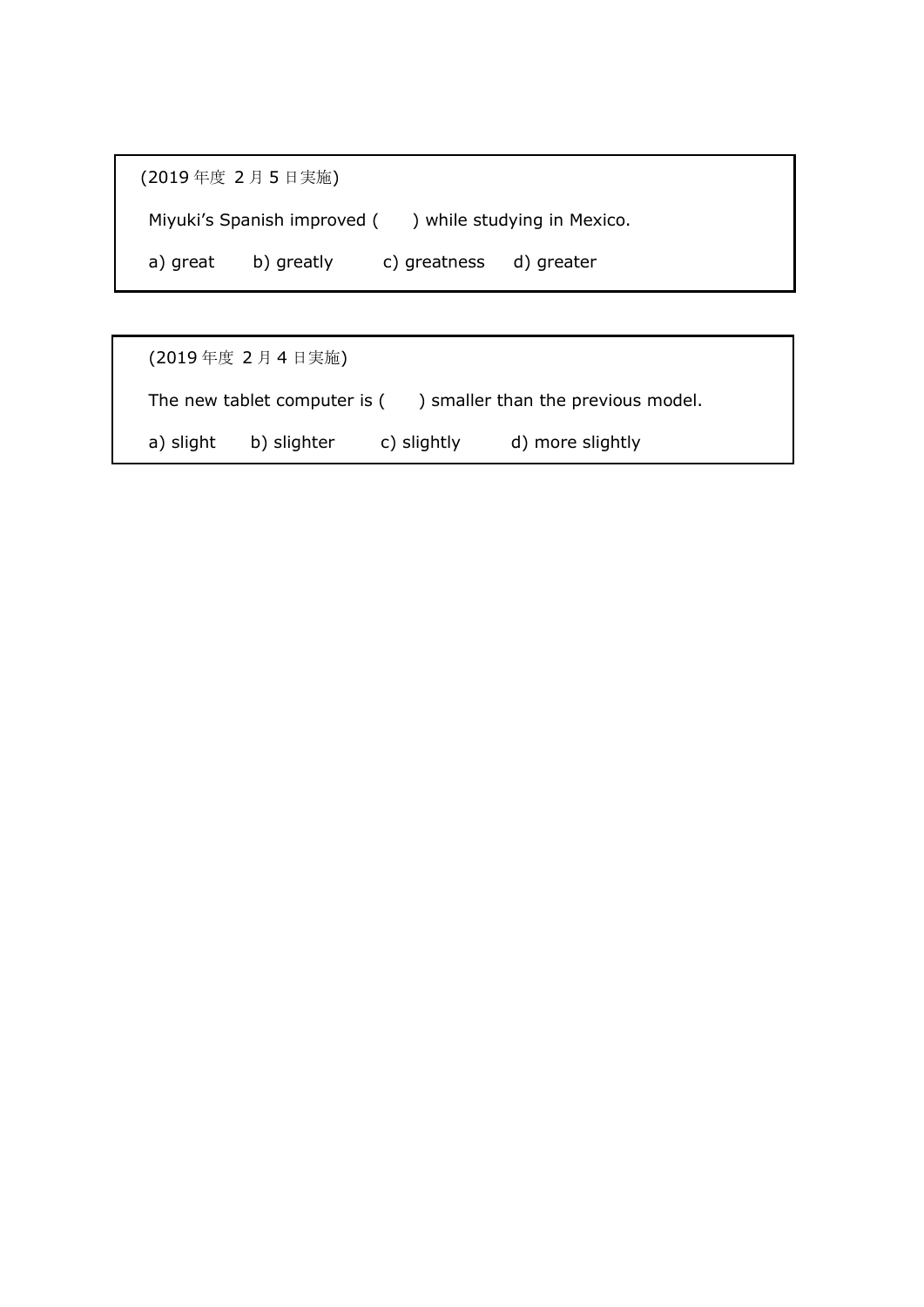(2019 年度 2 月 5 日実施)

Miyuki’s Spanish improved (　　) while studying in Mexico.

a) great　　b) greatly　　c) greatness　　d) greater

(2019 年度 2 月 4 日実施)

The new tablet computer is (　　) smaller than the previous model.

a) slight　　b) slighter　　c) slightly　　d) more slightly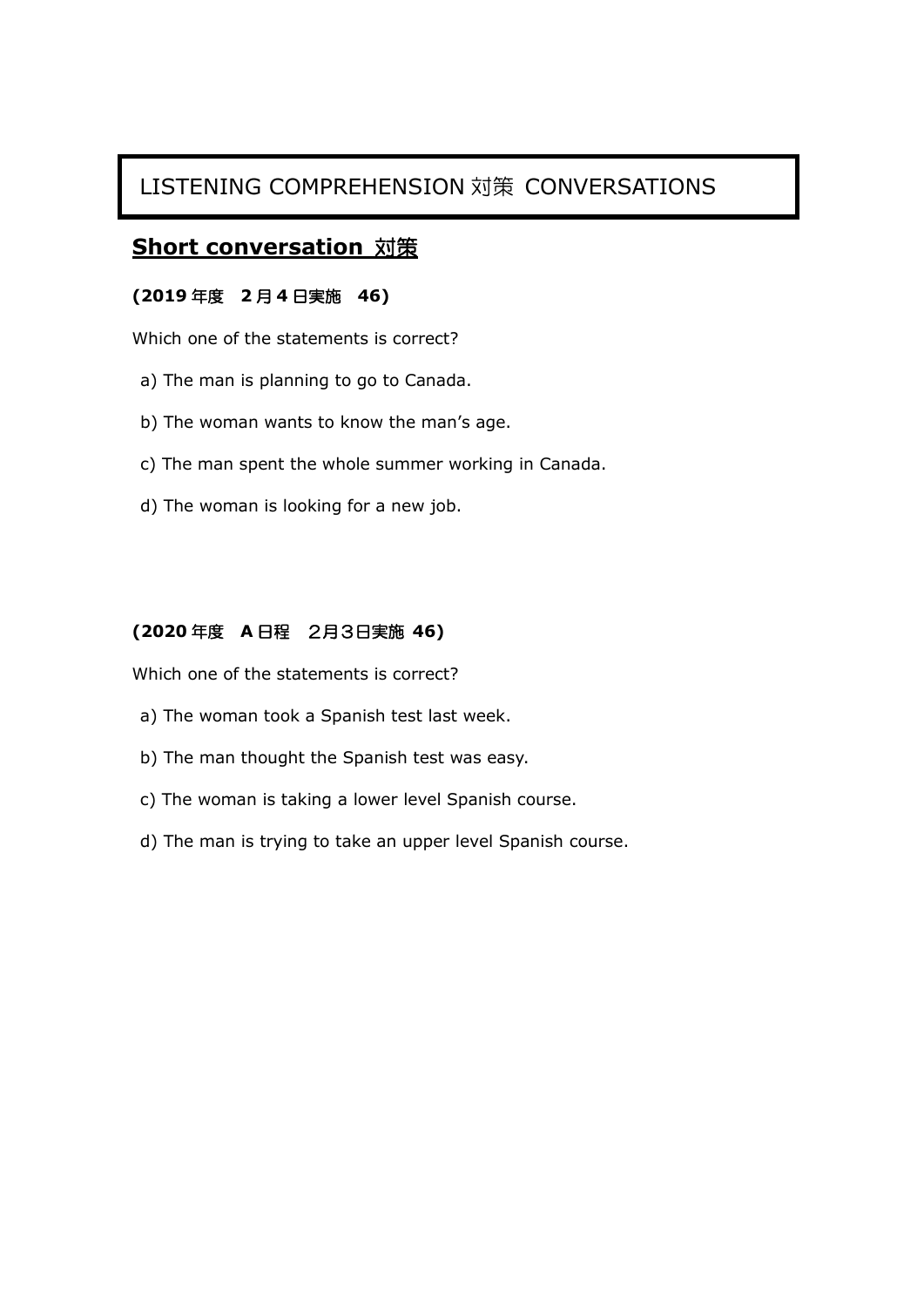# LISTENING COMPREHENSION 対策 CONVERSATIONS

## Short conversation 対策

**(2019 年度　2 月 4 日実施　46)**

Which one of the statements is correct?

a) The man is planning to go to Canada.

b) The woman wants to know the man's age.

c) The man spent the whole summer working in Canada.

d) The woman is looking for a new job.

**(2020 年度　A 日程　２月３日実施 46)**

Which one of the statements is correct?

a) The woman took a Spanish test last week.

b) The man thought the Spanish test was easy.

c) The woman is taking a lower level Spanish course.

d) The man is trying to take an upper level Spanish course.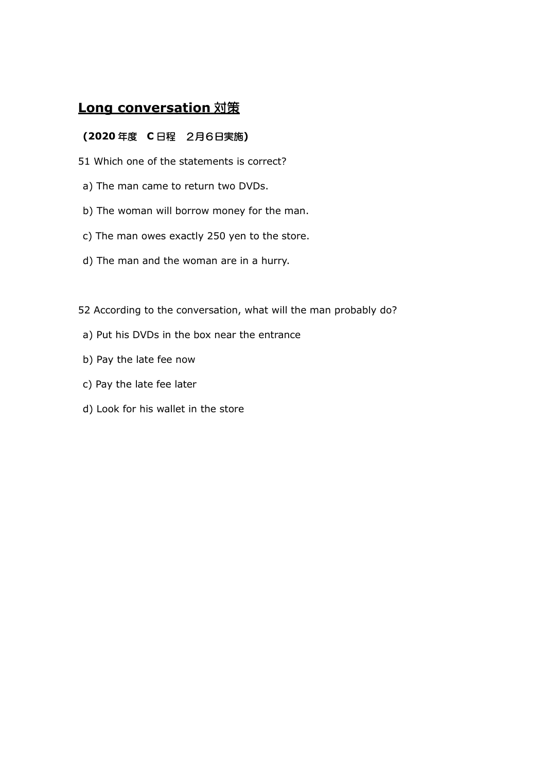## **Long conversation 対策**

**(2020 年度　C 日程　２月６日実施)**

51 Which one of the statements is correct?

a) The man came to return two DVDs.

b) The woman will borrow money for the man.

c) The man owes exactly 250 yen to the store.

d) The man and the woman are in a hurry.

52 According to the conversation, what will the man probably do?

a) Put his DVDs in the box near the entrance

b) Pay the late fee now

c) Pay the late fee later

d) Look for his wallet in the store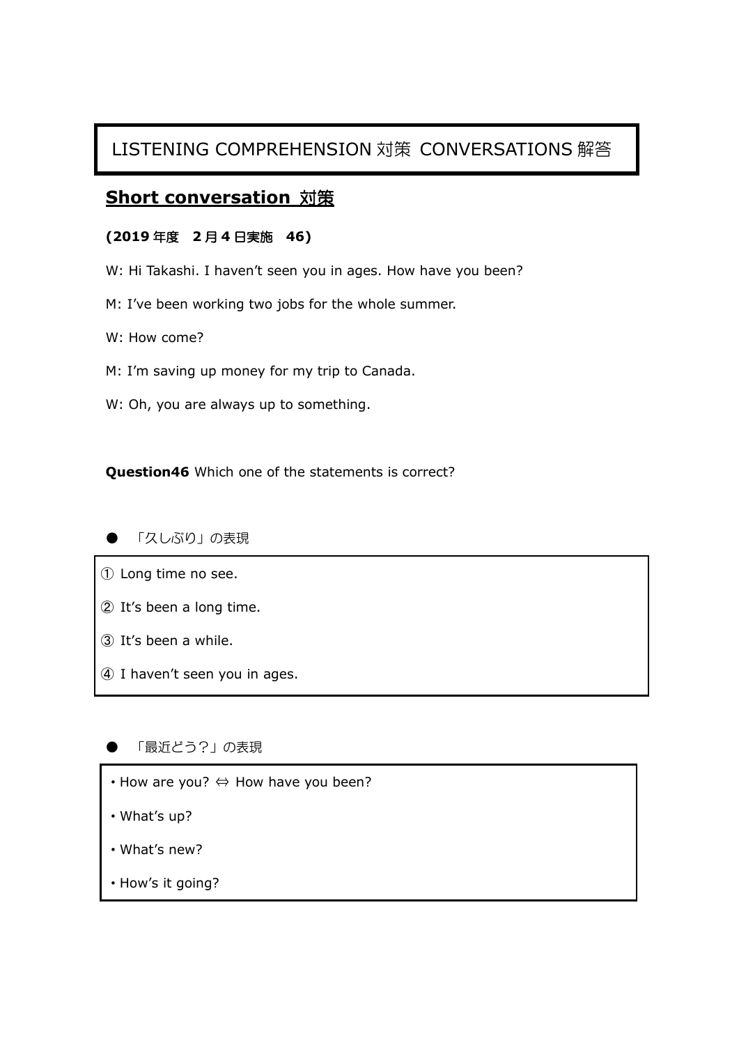# LISTENING COMPREHENSION 対策 CONVERSATIONS 解答

## Short conversation 対策

**(2019 年度　2 月 4 日実施　46)**

W: Hi Takashi. I haven't seen you in ages. How have you been?

M: I've been working two jobs for the whole summer.

W: How come?

M: I'm saving up money for my trip to Canada.

W: Oh, you are always up to something.

**Question46** Which one of the statements is correct?

● 「久しぶり」の表現

① Long time no see.

② It's been a long time.

③ It's been a while.

④ I haven't seen you in ages.

● 「最近どう?」の表現

- How are you? ⇔ How have you been?
- What's up?
- What's new?
- How's it going?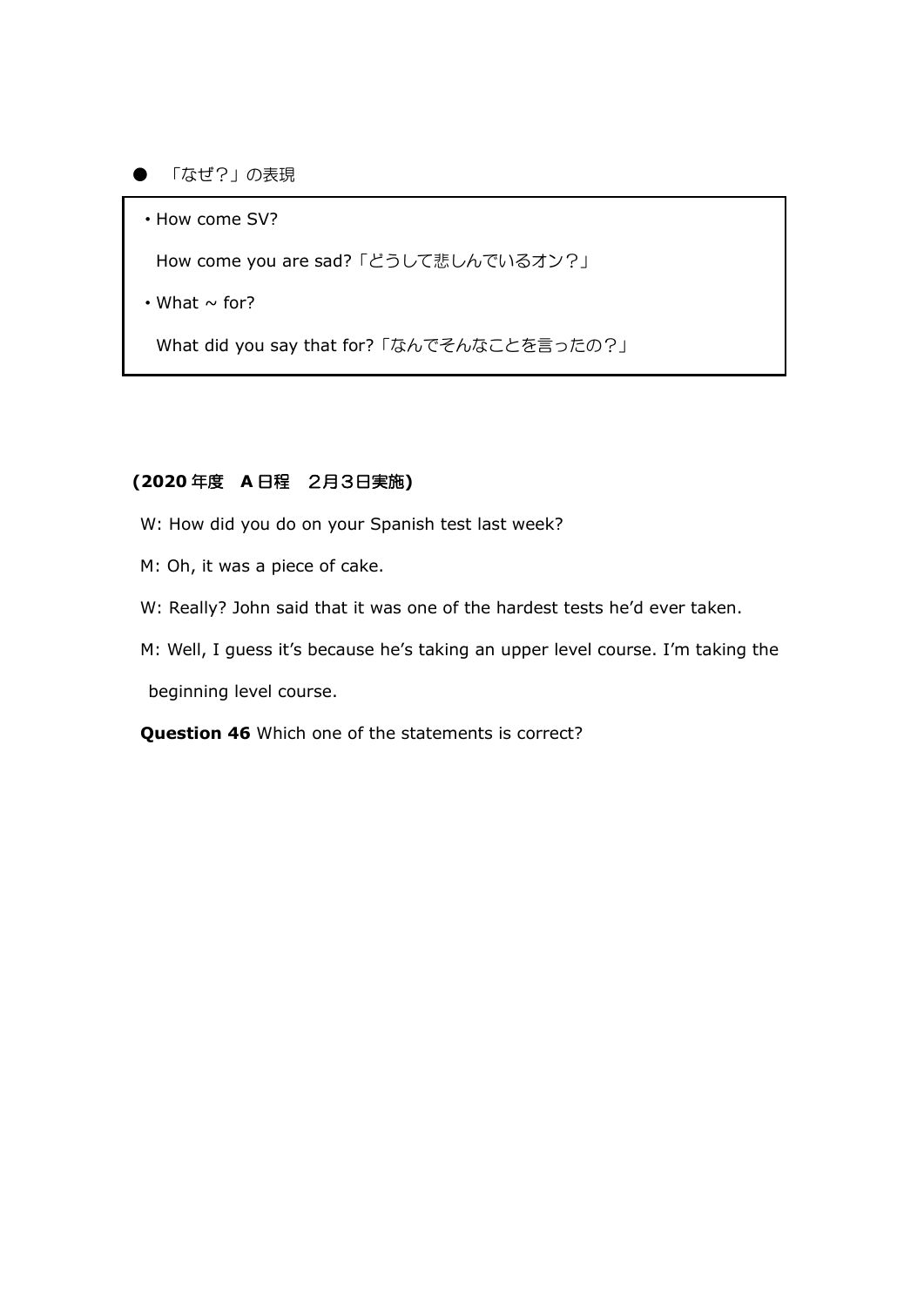● 「なぜ?」の表現

・How come SV?

How come you are sad?「どうして悲しんでいるオン?」

・What ~ for?

What did you say that for?「なんでそんなことを言ったの?」

**(2020 年度　A 日程　2月３日実施)**

W: How did you do on your Spanish test last week?

M: Oh, it was a piece of cake.

W: Really? John said that it was one of the hardest tests he'd ever taken.

M: Well, I guess it's because he's taking an upper level course. I'm taking the beginning level course.

**Question 46** Which one of the statements is correct?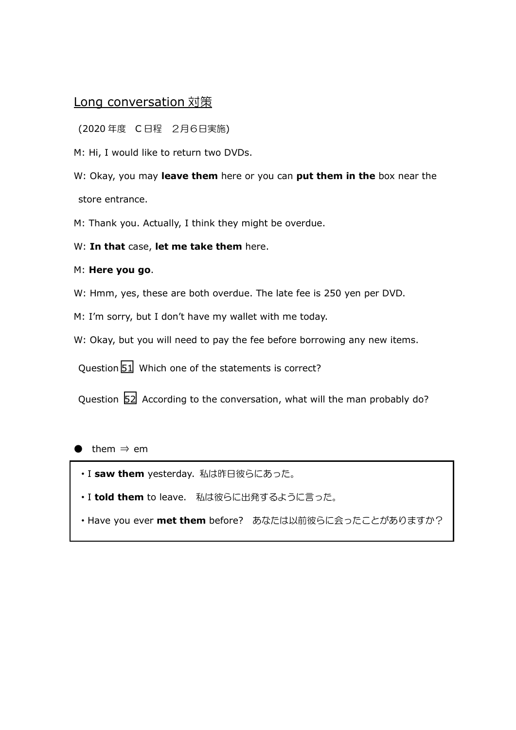<u>Long conversation 対策</u>

(2020 年度　C 日程　2月6日実施)

M: Hi, I would like to return two DVDs.

W: Okay, you may **leave them** here or you can **put them in the** box near the store entrance.

M: Thank you. Actually, I think they might be overdue.

W: **In that** case, **let me take them** here.

M: **Here you go**.

W: Hmm, yes, these are both overdue. The late fee is 250 yen per DVD.

M: I'm sorry, but I don't have my wallet with me today.

W: Okay, but you will need to pay the fee before borrowing any new items.

Question 51 Which one of the statements is correct?

Question 52 According to the conversation, what will the man probably do?

● them ⇒ em

- I **saw them** yesterday. 私は昨日彼らにあった。
- I **told them** to leave.　私は彼らに出発するように言った。
- Have you ever **met them** before?　あなたは以前彼らに会ったことがありますか？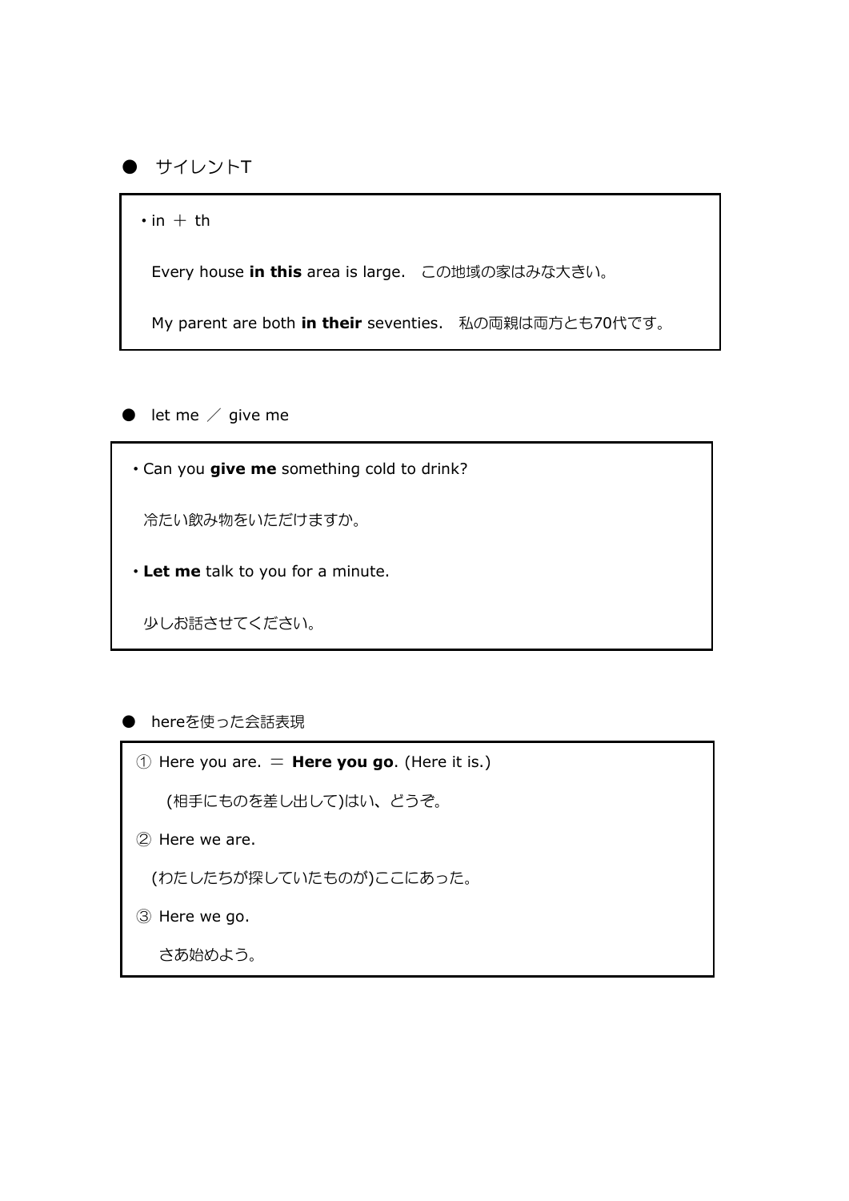● サイレントT

・in ＋ th

Every house **in this** area is large.　この地域の家はみな大きい。

My parent are both **in their** seventies.　私の両親は両方とも70代です。

● let me ／ give me

・Can you **give me** something cold to drink?

冷たい飲み物をいただけますか。

・**Let me** talk to you for a minute.

少しお話させてください。

● hereを使った会話表現

① Here you are. ＝ **Here you go**. (Here it is.)

(相手にものを差し出して)はい、どうぞ。

② Here we are.

(わたしたちが探していたものが)ここにあった。

③ Here we go.

さあ始めよう。